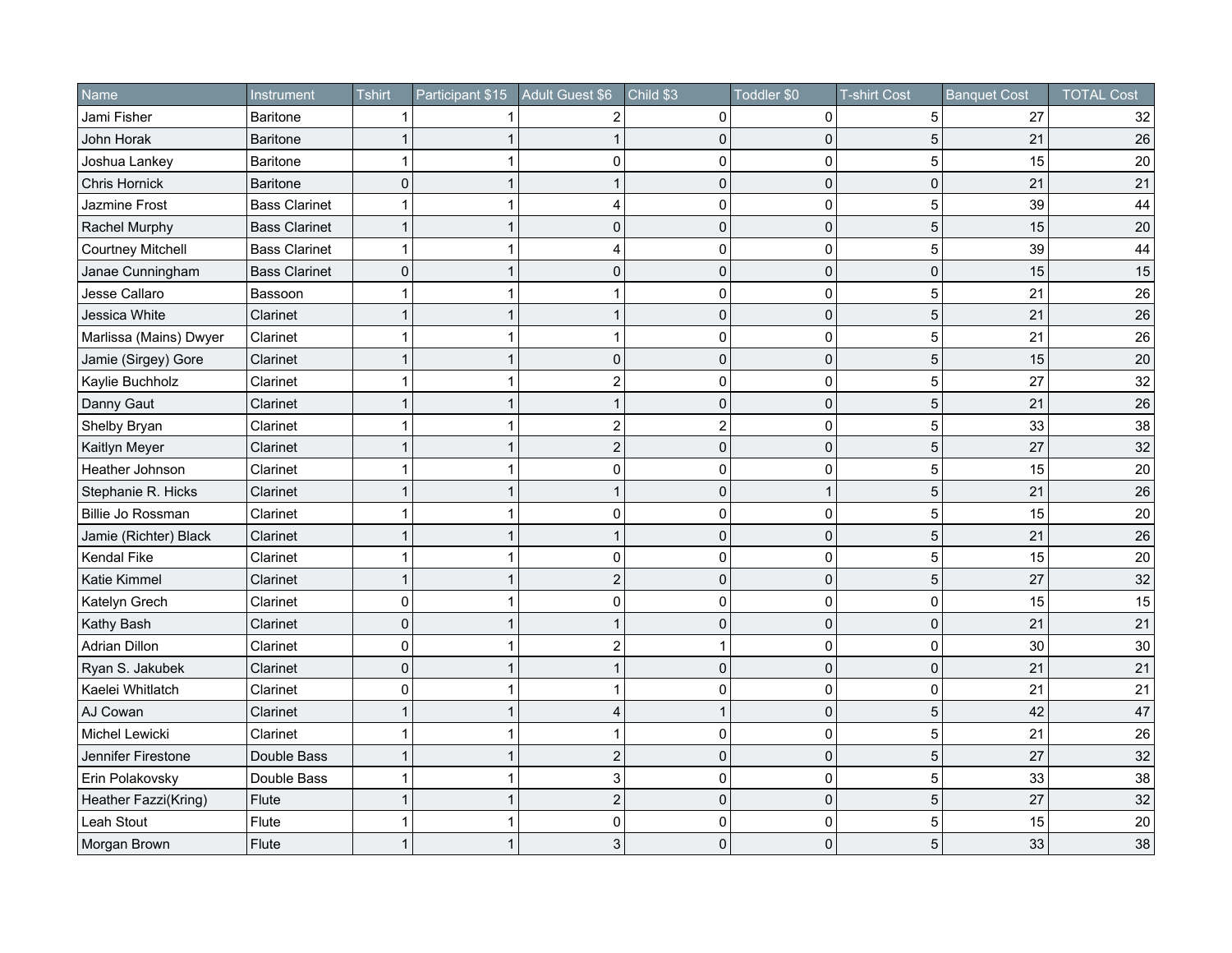| Name | Instrument | Tshirt | Participant $15 | Adult Guest $6 | Child $3 | Toddler $0 | T-shirt Cost | Banquet Cost | TOTAL Cost |
|---|---|---|---|---|---|---|---|---|---|
| Jami Fisher | Baritone | 1 | 1 | 2 | 0 | 0 | 5 | 27 | 32 |
| John Horak | Baritone | 1 | 1 | 1 | 0 | 0 | 5 | 21 | 26 |
| Joshua Lankey | Baritone | 1 | 1 | 0 | 0 | 0 | 5 | 15 | 20 |
| Chris Hornick | Baritone | 0 | 1 | 1 | 0 | 0 | 0 | 21 | 21 |
| Jazmine Frost | Bass Clarinet | 1 | 1 | 4 | 0 | 0 | 5 | 39 | 44 |
| Rachel Murphy | Bass Clarinet | 1 | 1 | 0 | 0 | 0 | 5 | 15 | 20 |
| Courtney Mitchell | Bass Clarinet | 1 | 1 | 4 | 0 | 0 | 5 | 39 | 44 |
| Janae Cunningham | Bass Clarinet | 0 | 1 | 0 | 0 | 0 | 0 | 15 | 15 |
| Jesse Callaro | Bassoon | 1 | 1 | 1 | 0 | 0 | 5 | 21 | 26 |
| Jessica White | Clarinet | 1 | 1 | 1 | 0 | 0 | 5 | 21 | 26 |
| Marlissa (Mains) Dwyer | Clarinet | 1 | 1 | 1 | 0 | 0 | 5 | 21 | 26 |
| Jamie (Sirgey) Gore | Clarinet | 1 | 1 | 0 | 0 | 0 | 5 | 15 | 20 |
| Kaylie Buchholz | Clarinet | 1 | 1 | 2 | 0 | 0 | 5 | 27 | 32 |
| Danny Gaut | Clarinet | 1 | 1 | 1 | 0 | 0 | 5 | 21 | 26 |
| Shelby Bryan | Clarinet | 1 | 1 | 2 | 2 | 0 | 5 | 33 | 38 |
| Kaitlyn Meyer | Clarinet | 1 | 1 | 2 | 0 | 0 | 5 | 27 | 32 |
| Heather Johnson | Clarinet | 1 | 1 | 0 | 0 | 0 | 5 | 15 | 20 |
| Stephanie R. Hicks | Clarinet | 1 | 1 | 1 | 0 | 1 | 5 | 21 | 26 |
| Billie Jo Rossman | Clarinet | 1 | 1 | 0 | 0 | 0 | 5 | 15 | 20 |
| Jamie (Richter) Black | Clarinet | 1 | 1 | 1 | 0 | 0 | 5 | 21 | 26 |
| Kendal Fike | Clarinet | 1 | 1 | 0 | 0 | 0 | 5 | 15 | 20 |
| Katie Kimmel | Clarinet | 1 | 1 | 2 | 0 | 0 | 5 | 27 | 32 |
| Katelyn Grech | Clarinet | 0 | 1 | 0 | 0 | 0 | 0 | 15 | 15 |
| Kathy Bash | Clarinet | 0 | 1 | 1 | 0 | 0 | 0 | 21 | 21 |
| Adrian Dillon | Clarinet | 0 | 1 | 2 | 1 | 0 | 0 | 30 | 30 |
| Ryan S. Jakubek | Clarinet | 0 | 1 | 1 | 0 | 0 | 0 | 21 | 21 |
| Kaelei Whitlatch | Clarinet | 0 | 1 | 1 | 0 | 0 | 0 | 21 | 21 |
| AJ Cowan | Clarinet | 1 | 1 | 4 | 1 | 0 | 5 | 42 | 47 |
| Michel Lewicki | Clarinet | 1 | 1 | 1 | 0 | 0 | 5 | 21 | 26 |
| Jennifer Firestone | Double Bass | 1 | 1 | 2 | 0 | 0 | 5 | 27 | 32 |
| Erin Polakovsky | Double Bass | 1 | 1 | 3 | 0 | 0 | 5 | 33 | 38 |
| Heather Fazzi(Kring) | Flute | 1 | 1 | 2 | 0 | 0 | 5 | 27 | 32 |
| Leah Stout | Flute | 1 | 1 | 0 | 0 | 0 | 5 | 15 | 20 |
| Morgan Brown | Flute | 1 | 1 | 3 | 0 | 0 | 5 | 33 | 38 |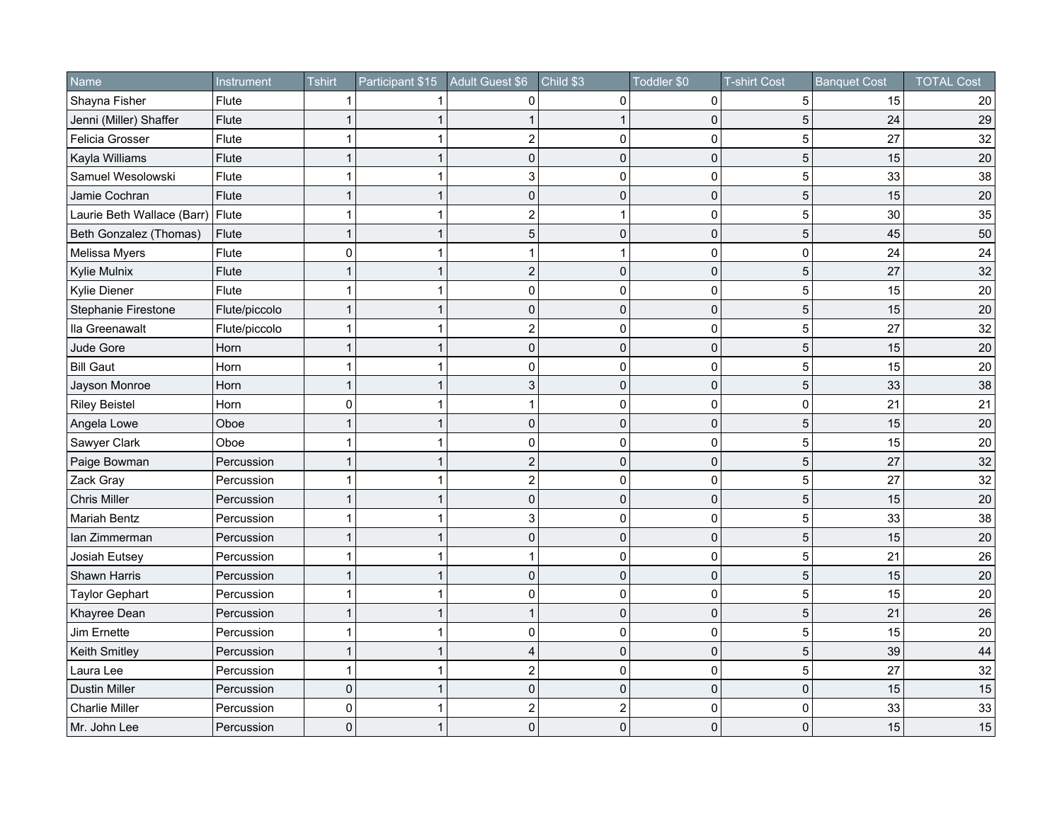| Name | Instrument | Tshirt | Participant $15 | Adult Guest $6 | Child $3 | Toddler $0 | T-shirt Cost | Banquet Cost | TOTAL Cost |
|---|---|---|---|---|---|---|---|---|---|
| Shayna Fisher | Flute | 1 | 1 | 0 | 0 | 0 | 5 | 15 | 20 |
| Jenni (Miller) Shaffer | Flute | 1 | 1 | 1 | 1 | 0 | 5 | 24 | 29 |
| Felicia Grosser | Flute | 1 | 1 | 2 | 0 | 0 | 5 | 27 | 32 |
| Kayla Williams | Flute | 1 | 1 | 0 | 0 | 0 | 5 | 15 | 20 |
| Samuel Wesolowski | Flute | 1 | 1 | 3 | 0 | 0 | 5 | 33 | 38 |
| Jamie Cochran | Flute | 1 | 1 | 0 | 0 | 0 | 5 | 15 | 20 |
| Laurie Beth Wallace (Barr) | Flute | 1 | 1 | 2 | 1 | 0 | 5 | 30 | 35 |
| Beth Gonzalez (Thomas) | Flute | 1 | 1 | 5 | 0 | 0 | 5 | 45 | 50 |
| Melissa Myers | Flute | 0 | 1 | 1 | 1 | 0 | 0 | 24 | 24 |
| Kylie Mulnix | Flute | 1 | 1 | 2 | 0 | 0 | 5 | 27 | 32 |
| Kylie Diener | Flute | 1 | 1 | 0 | 0 | 0 | 5 | 15 | 20 |
| Stephanie Firestone | Flute/piccolo | 1 | 1 | 0 | 0 | 0 | 5 | 15 | 20 |
| Ila Greenawalt | Flute/piccolo | 1 | 1 | 2 | 0 | 0 | 5 | 27 | 32 |
| Jude Gore | Horn | 1 | 1 | 0 | 0 | 0 | 5 | 15 | 20 |
| Bill Gaut | Horn | 1 | 1 | 0 | 0 | 0 | 5 | 15 | 20 |
| Jayson Monroe | Horn | 1 | 1 | 3 | 0 | 0 | 5 | 33 | 38 |
| Riley Beistel | Horn | 0 | 1 | 1 | 0 | 0 | 0 | 21 | 21 |
| Angela Lowe | Oboe | 1 | 1 | 0 | 0 | 0 | 5 | 15 | 20 |
| Sawyer Clark | Oboe | 1 | 1 | 0 | 0 | 0 | 5 | 15 | 20 |
| Paige Bowman | Percussion | 1 | 1 | 2 | 0 | 0 | 5 | 27 | 32 |
| Zack Gray | Percussion | 1 | 1 | 2 | 0 | 0 | 5 | 27 | 32 |
| Chris Miller | Percussion | 1 | 1 | 0 | 0 | 0 | 5 | 15 | 20 |
| Mariah Bentz | Percussion | 1 | 1 | 3 | 0 | 0 | 5 | 33 | 38 |
| Ian Zimmerman | Percussion | 1 | 1 | 0 | 0 | 0 | 5 | 15 | 20 |
| Josiah Eutsey | Percussion | 1 | 1 | 1 | 0 | 0 | 5 | 21 | 26 |
| Shawn Harris | Percussion | 1 | 1 | 0 | 0 | 0 | 5 | 15 | 20 |
| Taylor Gephart | Percussion | 1 | 1 | 0 | 0 | 0 | 5 | 15 | 20 |
| Khayree Dean | Percussion | 1 | 1 | 1 | 0 | 0 | 5 | 21 | 26 |
| Jim Ernette | Percussion | 1 | 1 | 0 | 0 | 0 | 5 | 15 | 20 |
| Keith Smitley | Percussion | 1 | 1 | 4 | 0 | 0 | 5 | 39 | 44 |
| Laura Lee | Percussion | 1 | 1 | 2 | 0 | 0 | 5 | 27 | 32 |
| Dustin Miller | Percussion | 0 | 1 | 0 | 0 | 0 | 0 | 15 | 15 |
| Charlie Miller | Percussion | 0 | 1 | 2 | 2 | 0 | 0 | 33 | 33 |
| Mr. John Lee | Percussion | 0 | 1 | 0 | 0 | 0 | 0 | 15 | 15 |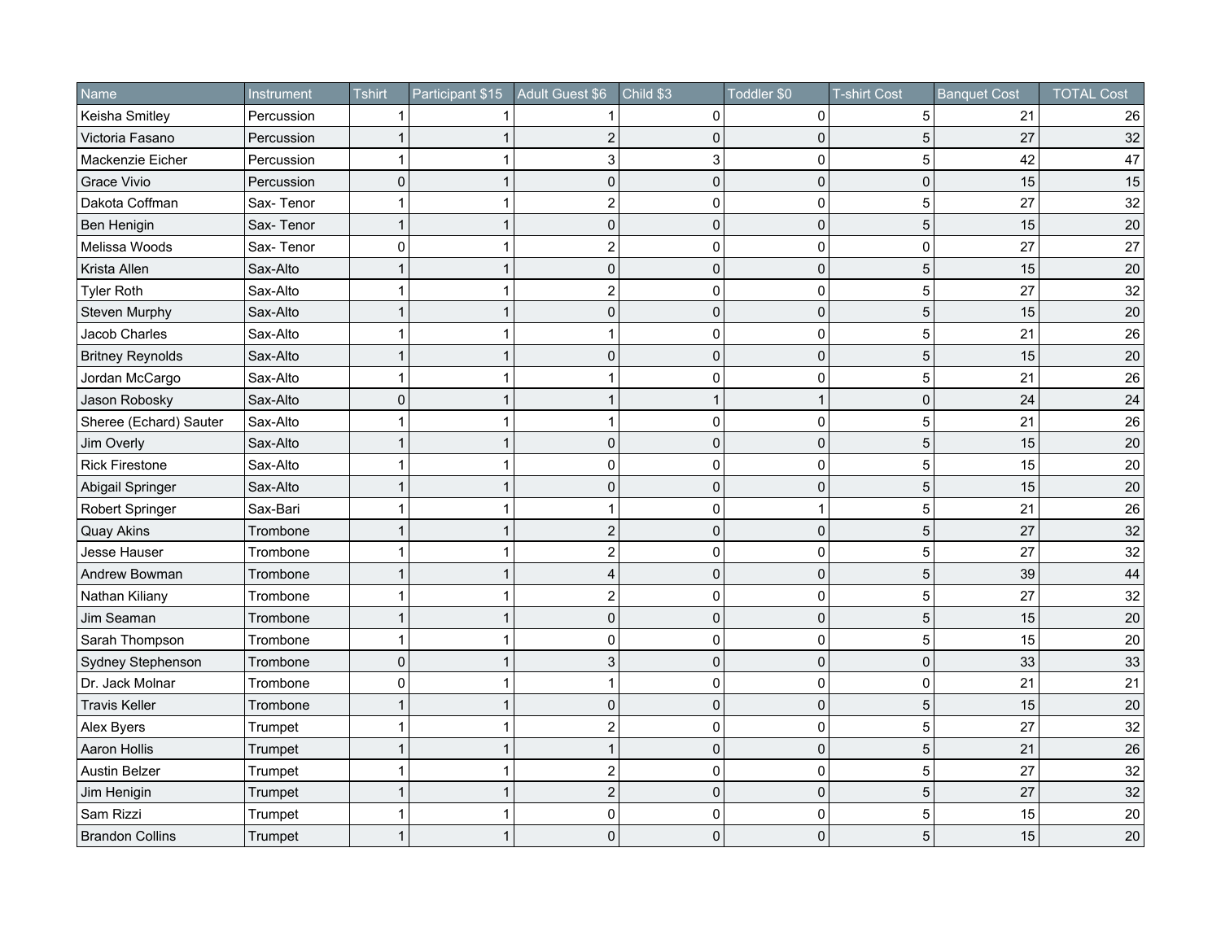| Name | Instrument | Tshirt | Participant $15 | Adult Guest $6 | Child $3 | Toddler $0 | T-shirt Cost | Banquet Cost | TOTAL Cost |
|---|---|---|---|---|---|---|---|---|---|
| Keisha Smitley | Percussion | 1 | 1 | 1 | 0 | 0 | 5 | 21 | 26 |
| Victoria Fasano | Percussion | 1 | 1 | 2 | 0 | 0 | 5 | 27 | 32 |
| Mackenzie Eicher | Percussion | 1 | 1 | 3 | 3 | 0 | 5 | 42 | 47 |
| Grace Vivio | Percussion | 0 | 1 | 0 | 0 | 0 | 0 | 15 | 15 |
| Dakota Coffman | Sax- Tenor | 1 | 1 | 2 | 0 | 0 | 5 | 27 | 32 |
| Ben Henigin | Sax- Tenor | 1 | 1 | 0 | 0 | 0 | 5 | 15 | 20 |
| Melissa Woods | Sax- Tenor | 0 | 1 | 2 | 0 | 0 | 0 | 27 | 27 |
| Krista Allen | Sax-Alto | 1 | 1 | 0 | 0 | 0 | 5 | 15 | 20 |
| Tyler Roth | Sax-Alto | 1 | 1 | 2 | 0 | 0 | 5 | 27 | 32 |
| Steven Murphy | Sax-Alto | 1 | 1 | 0 | 0 | 0 | 5 | 15 | 20 |
| Jacob Charles | Sax-Alto | 1 | 1 | 1 | 0 | 0 | 5 | 21 | 26 |
| Britney Reynolds | Sax-Alto | 1 | 1 | 0 | 0 | 0 | 5 | 15 | 20 |
| Jordan McCargo | Sax-Alto | 1 | 1 | 1 | 0 | 0 | 5 | 21 | 26 |
| Jason Robosky | Sax-Alto | 0 | 1 | 1 | 1 | 1 | 0 | 24 | 24 |
| Sheree (Echard) Sauter | Sax-Alto | 1 | 1 | 1 | 0 | 0 | 5 | 21 | 26 |
| Jim Overly | Sax-Alto | 1 | 1 | 0 | 0 | 0 | 5 | 15 | 20 |
| Rick Firestone | Sax-Alto | 1 | 1 | 0 | 0 | 0 | 5 | 15 | 20 |
| Abigail Springer | Sax-Alto | 1 | 1 | 0 | 0 | 0 | 5 | 15 | 20 |
| Robert Springer | Sax-Bari | 1 | 1 | 1 | 0 | 1 | 5 | 21 | 26 |
| Quay Akins | Trombone | 1 | 1 | 2 | 0 | 0 | 5 | 27 | 32 |
| Jesse Hauser | Trombone | 1 | 1 | 2 | 0 | 0 | 5 | 27 | 32 |
| Andrew Bowman | Trombone | 1 | 1 | 4 | 0 | 0 | 5 | 39 | 44 |
| Nathan Kiliany | Trombone | 1 | 1 | 2 | 0 | 0 | 5 | 27 | 32 |
| Jim Seaman | Trombone | 1 | 1 | 0 | 0 | 0 | 5 | 15 | 20 |
| Sarah Thompson | Trombone | 1 | 1 | 0 | 0 | 0 | 5 | 15 | 20 |
| Sydney Stephenson | Trombone | 0 | 1 | 3 | 0 | 0 | 0 | 33 | 33 |
| Dr. Jack Molnar | Trombone | 0 | 1 | 1 | 0 | 0 | 0 | 21 | 21 |
| Travis Keller | Trombone | 1 | 1 | 0 | 0 | 0 | 5 | 15 | 20 |
| Alex Byers | Trumpet | 1 | 1 | 2 | 0 | 0 | 5 | 27 | 32 |
| Aaron Hollis | Trumpet | 1 | 1 | 1 | 0 | 0 | 5 | 21 | 26 |
| Austin Belzer | Trumpet | 1 | 1 | 2 | 0 | 0 | 5 | 27 | 32 |
| Jim Henigin | Trumpet | 1 | 1 | 2 | 0 | 0 | 5 | 27 | 32 |
| Sam Rizzi | Trumpet | 1 | 1 | 0 | 0 | 0 | 5 | 15 | 20 |
| Brandon Collins | Trumpet | 1 | 1 | 0 | 0 | 0 | 5 | 15 | 20 |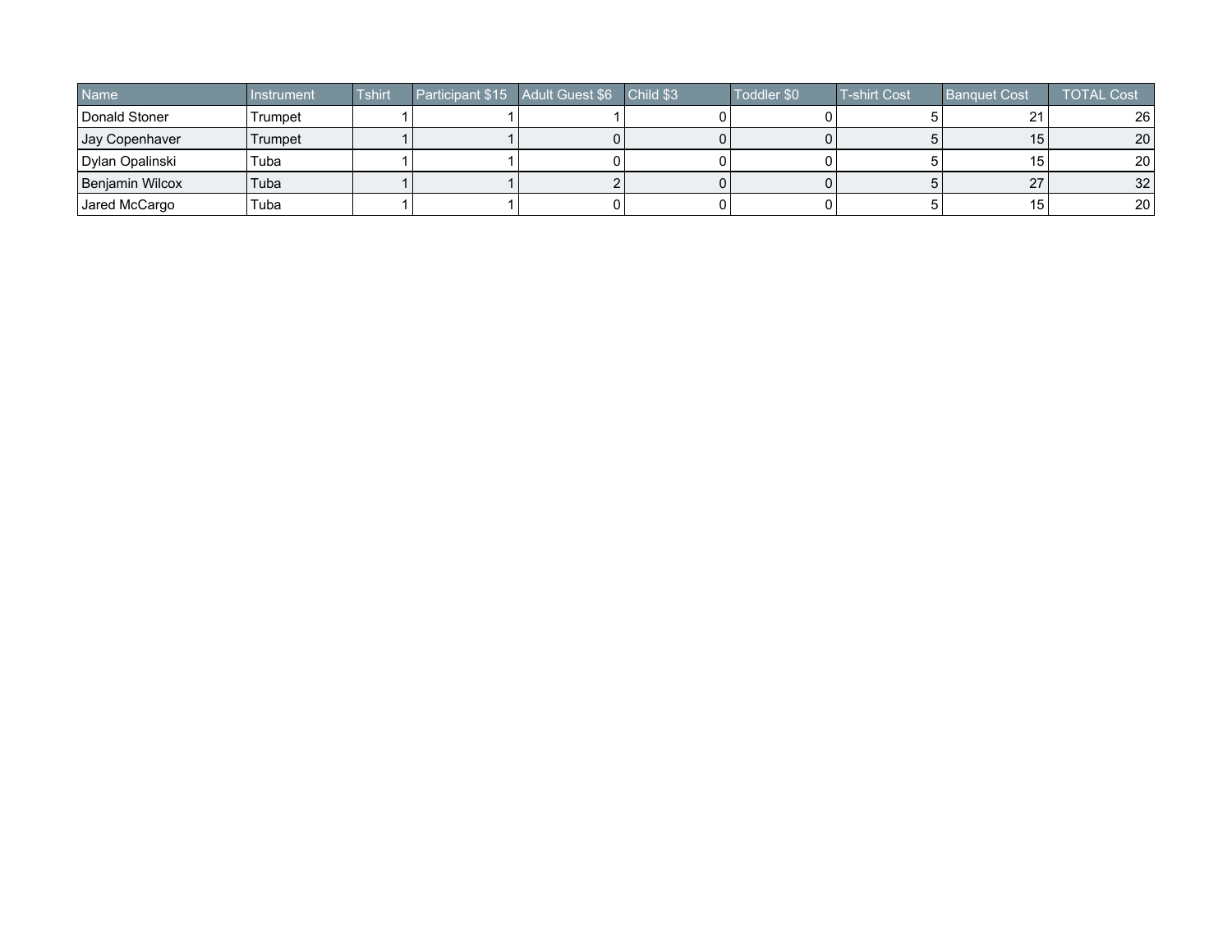| Name | Instrument | Tshirt | Participant $15 | Adult Guest $6 | Child $3 | Toddler $0 | T-shirt Cost | Banquet Cost | TOTAL Cost |
|---|---|---|---|---|---|---|---|---|---|
| Donald Stoner | Trumpet | 1 | 1 | 1 | 0 | 0 | 5 | 21 | 26 |
| Jay Copenhaver | Trumpet | 1 | 1 | 0 | 0 | 0 | 5 | 15 | 20 |
| Dylan Opalinski | Tuba | 1 | 1 | 0 | 0 | 0 | 5 | 15 | 20 |
| Benjamin Wilcox | Tuba | 1 | 1 | 2 | 0 | 0 | 5 | 27 | 32 |
| Jared McCargo | Tuba | 1 | 1 | 0 | 0 | 0 | 5 | 15 | 20 |